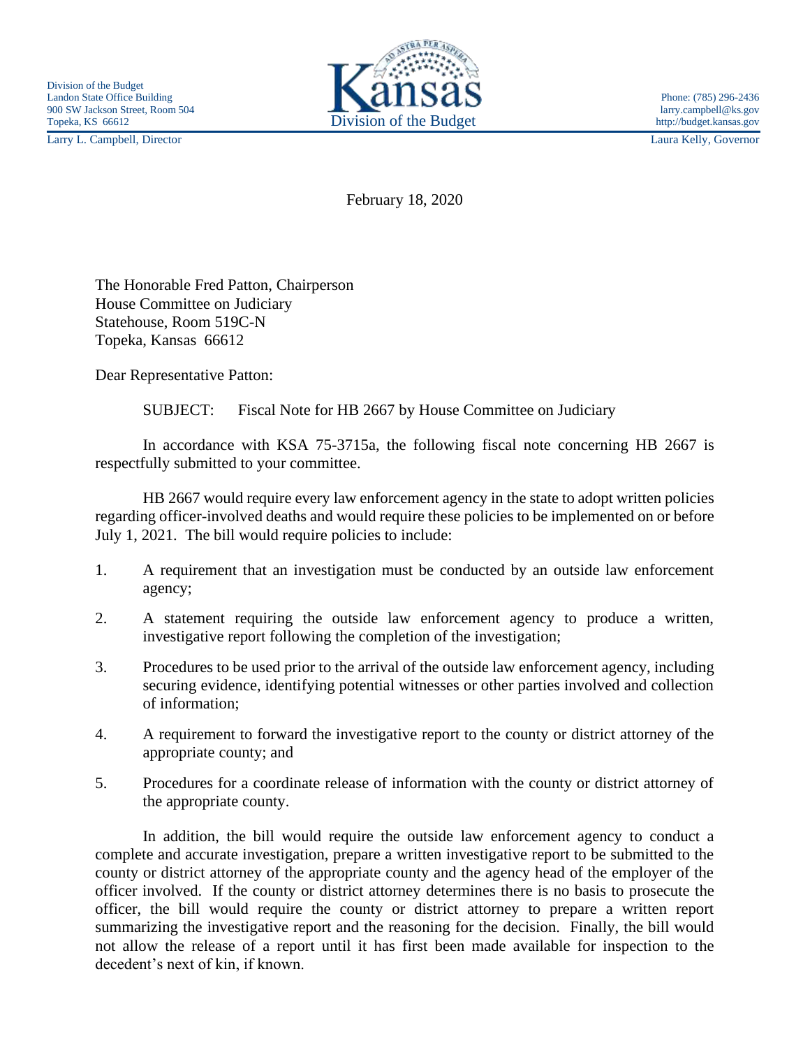Division of the Budget
Landon State Office Building
900 SW Jackson Street, Room 504
Topeka, KS 66612

Phone: (785) 296-2436
larry.campbell@ks.gov
http://budget.kansas.gov

Kansas
Division of the Budget

Larry L. Campbell, Director

Laura Kelly, Governor

February 18, 2020

The Honorable Fred Patton, Chairperson
House Committee on Judiciary
Statehouse, Room 519C-N
Topeka, Kansas 66612

Dear Representative Patton:

SUBJECT: Fiscal Note for HB 2667 by House Committee on Judiciary

In accordance with KSA 75-3715a, the following fiscal note concerning HB 2667 is respectfully submitted to your committee.

HB 2667 would require every law enforcement agency in the state to adopt written policies regarding officer-involved deaths and would require these policies to be implemented on or before July 1, 2021. The bill would require policies to include:

1. A requirement that an investigation must be conducted by an outside law enforcement agency;
2. A statement requiring the outside law enforcement agency to produce a written, investigative report following the completion of the investigation;
3. Procedures to be used prior to the arrival of the outside law enforcement agency, including securing evidence, identifying potential witnesses or other parties involved and collection of information;
4. A requirement to forward the investigative report to the county or district attorney of the appropriate county; and
5. Procedures for a coordinate release of information with the county or district attorney of the appropriate county.

In addition, the bill would require the outside law enforcement agency to conduct a complete and accurate investigation, prepare a written investigative report to be submitted to the county or district attorney of the appropriate county and the agency head of the employer of the officer involved. If the county or district attorney determines there is no basis to prosecute the officer, the bill would require the county or district attorney to prepare a written report summarizing the investigative report and the reasoning for the decision. Finally, the bill would not allow the release of a report until it has first been made available for inspection to the decedent's next of kin, if known.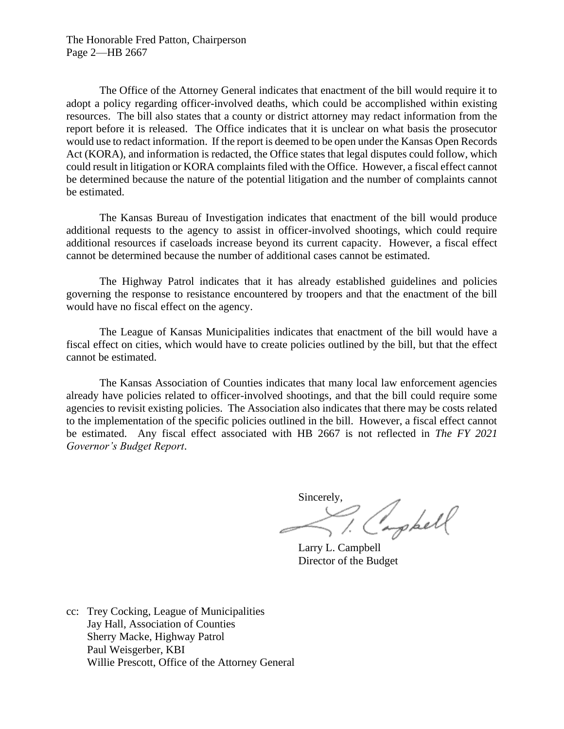The Office of the Attorney General indicates that enactment of the bill would require it to adopt a policy regarding officer-involved deaths, which could be accomplished within existing resources. The bill also states that a county or district attorney may redact information from the report before it is released. The Office indicates that it is unclear on what basis the prosecutor would use to redact information. If the report is deemed to be open under the Kansas Open Records Act (KORA), and information is redacted, the Office states that legal disputes could follow, which could result in litigation or KORA complaints filed with the Office. However, a fiscal effect cannot be determined because the nature of the potential litigation and the number of complaints cannot be estimated.

The Kansas Bureau of Investigation indicates that enactment of the bill would produce additional requests to the agency to assist in officer-involved shootings, which could require additional resources if caseloads increase beyond its current capacity. However, a fiscal effect cannot be determined because the number of additional cases cannot be estimated.

The Highway Patrol indicates that it has already established guidelines and policies governing the response to resistance encountered by troopers and that the enactment of the bill would have no fiscal effect on the agency.

The League of Kansas Municipalities indicates that enactment of the bill would have a fiscal effect on cities, which would have to create policies outlined by the bill, but that the effect cannot be estimated.

The Kansas Association of Counties indicates that many local law enforcement agencies already have policies related to officer-involved shootings, and that the bill could require some agencies to revisit existing policies. The Association also indicates that there may be costs related to the implementation of the specific policies outlined in the bill. However, a fiscal effect cannot be estimated. Any fiscal effect associated with HB 2667 is not reflected in *The FY 2021 Governor's Budget Report*.

Sincerely,

Larry L. Campbell
Director of the Budget

cc: Trey Cocking, League of Municipalities
Jay Hall, Association of Counties
Sherry Macke, Highway Patrol
Paul Weisgerber, KBI
Willie Prescott, Office of the Attorney General